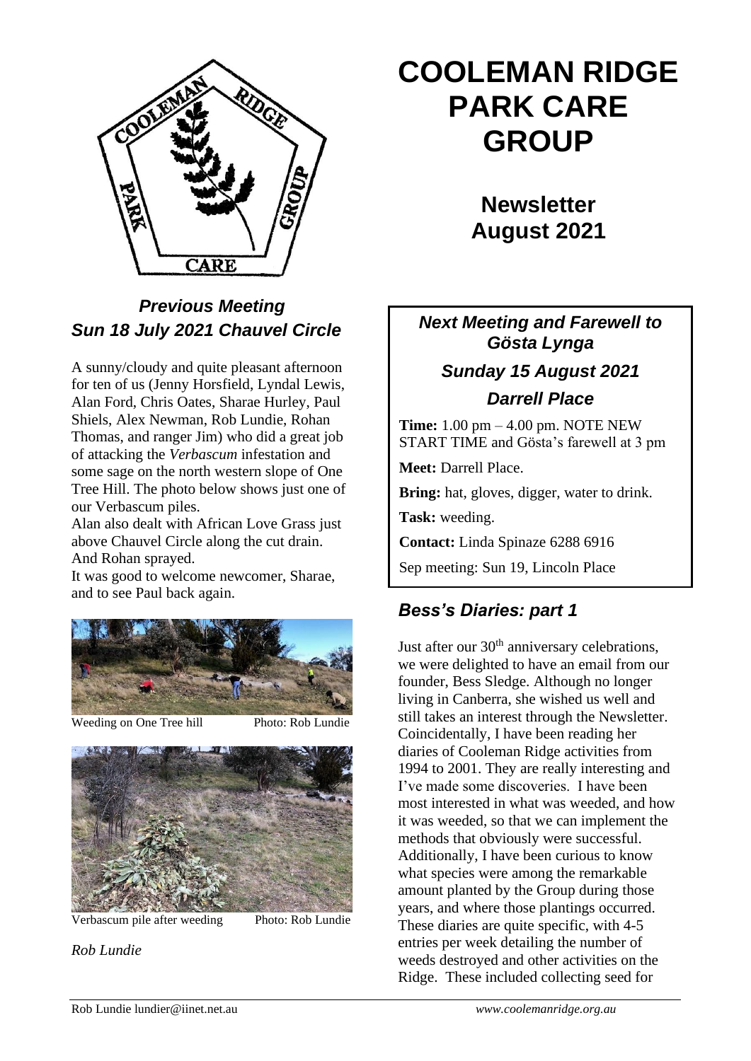# COOLEMAN RIDGE PARK CARE GROUP

## Newsletter August 2021

### *Previous Meeting Sun 18 July 2021 Chauvel Circle*

A sunny/cloudy and quite pleasant afternoon for ten of us (Jenny Horsfield, Lyndal Lewis, Alan Ford, Chris Oates, Sharae Hurley, Paul Shiels, Alex Newman, Rob Lundie, Rohan Thomas, and ranger Jim) who did a great job of attacking the *Verbascum* infestation and some sage on the north western slope of One Tree Hill. The photo below shows just one of our Verbascum piles.

Alan also dealt with African Love Grass just above Chauvel Circle along the cut drain. And Rohan sprayed.

It was good to welcome newcomer, Sharae, and to see Paul back again.

Weeding on One Tree hill Photo: Rob Lundie

Verbascum pile after weeding Photo: Rob Lundie

*Rob Lundie*

### *Next Meeting and Farewell to Gösta Lynga*

### *Sunday 15 August 2021*

### *Darrell Place*

**Time:** 1.00 pm – 4.00 pm. NOTE NEW START TIME and Gösta's farewell at 3 pm

**Meet:** Darrell Place.

**Bring:** hat, gloves, digger, water to drink.

**Task:** weeding.

**Contact:** Linda Spinaze 6288 6916

Sep meeting: Sun 19, Lincoln Place

### *Bess's Diaries: part 1*

Just after our 30th anniversary celebrations, we were delighted to have an email from our founder, Bess Sledge. Although no longer living in Canberra, she wished us well and still takes an interest through the Newsletter. Coincidentally, I have been reading her diaries of Cooleman Ridge activities from 1994 to 2001. They are really interesting and I've made some discoveries. I have been most interested in what was weeded, and how it was weeded, so that we can implement the methods that obviously were successful. Additionally, I have been curious to know what species were among the remarkable amount planted by the Group during those years, and where those plantings occurred. These diaries are quite specific, with 4-5 entries per week detailing the number of weeds destroyed and other activities on the Ridge. These included collecting seed for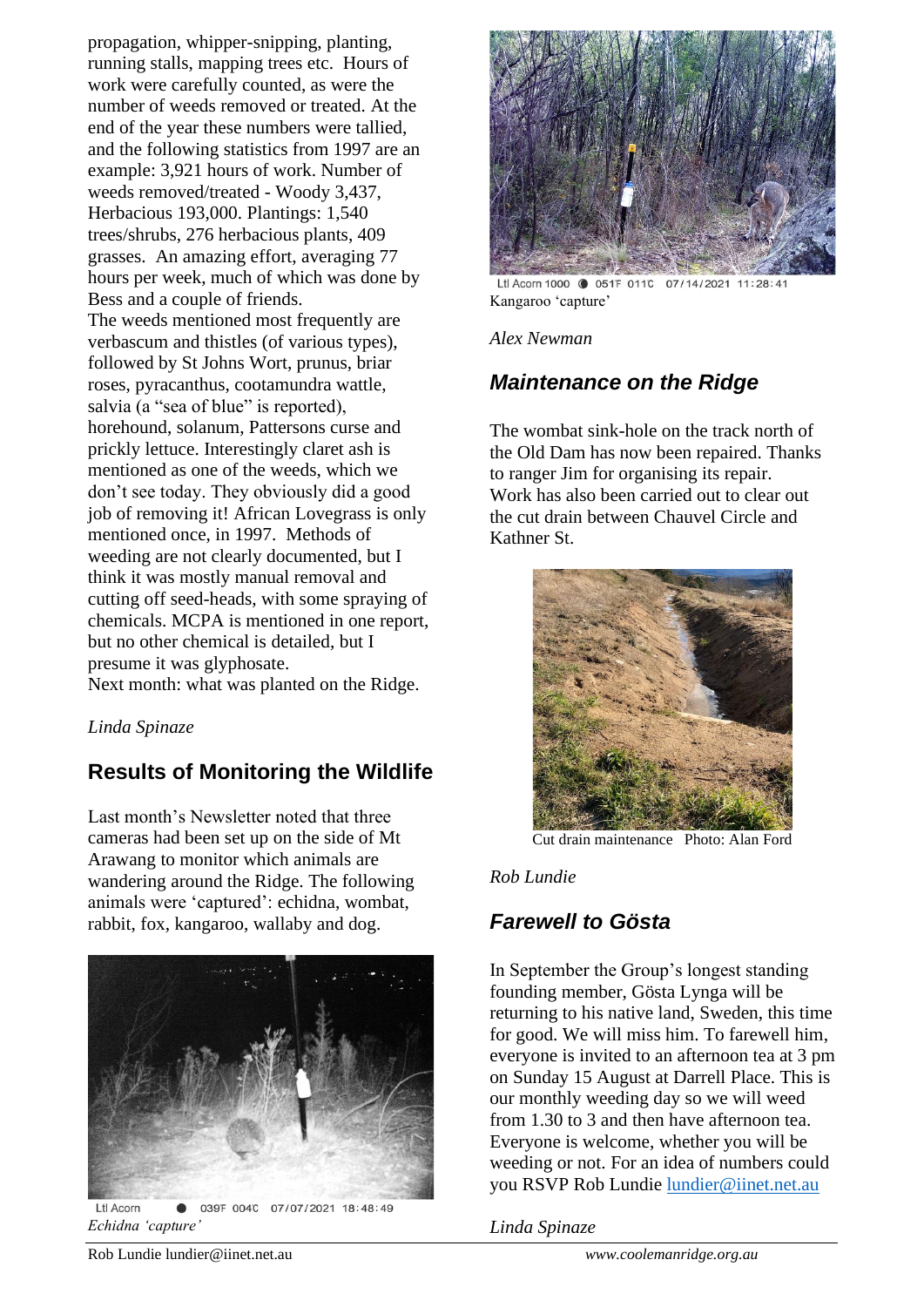propagation, whipper-snipping, planting, running stalls, mapping trees etc. Hours of work were carefully counted, as were the number of weeds removed or treated. At the end of the year these numbers were tallied, and the following statistics from 1997 are an example: 3,921 hours of work. Number of weeds removed/treated - Woody 3,437, Herbacious 193,000. Plantings: 1,540 trees/shrubs, 276 herbacious plants, 409 grasses. An amazing effort, averaging 77 hours per week, much of which was done by Bess and a couple of friends.

The weeds mentioned most frequently are verbascum and thistles (of various types), followed by St Johns Wort, prunus, briar roses, pyracanthus, cootamundra wattle, salvia (a "sea of blue" is reported), horehound, solanum, Pattersons curse and prickly lettuce. Interestingly claret ash is mentioned as one of the weeds, which we don't see today. They obviously did a good job of removing it! African Lovegrass is only mentioned once, in 1997. Methods of weeding are not clearly documented, but I think it was mostly manual removal and cutting off seed-heads, with some spraying of chemicals. MCPA is mentioned in one report, but no other chemical is detailed, but I presume it was glyphosate.

Next month: what was planted on the Ridge.

*Linda Spinaze*

## Results of Monitoring the Wildlife

Last month's Newsletter noted that three cameras had been set up on the side of Mt Arawang to monitor which animals are wandering around the Ridge. The following animals were 'captured': echidna, wombat, rabbit, fox, kangaroo, wallaby and dog.

Ltl Acorn 039F 004C 07/07/2021 18:48:49

*Echidna 'capture'*

Ltl Acorn 1000 051F 011C 07/14/2021 11:28:41

Kangaroo 'capture'

*Alex Newman*

## *Maintenance on the Ridge*

The wombat sink-hole on the track north of the Old Dam has now been repaired. Thanks to ranger Jim for organising its repair.

Work has also been carried out to clear out the cut drain between Chauvel Circle and Kathner St.

Cut drain maintenance Photo: Alan Ford

*Rob Lundie*

## *Farewell to Gösta*

In September the Group's longest standing founding member, Gösta Lynga will be returning to his native land, Sweden, this time for good. We will miss him. To farewell him, everyone is invited to an afternoon tea at 3 pm on Sunday 15 August at Darrell Place. This is our monthly weeding day so we will weed from 1.30 to 3 and then have afternoon tea. Everyone is welcome, whether you will be weeding or not. For an idea of numbers could you RSVP Rob Lundie lundier@iinet.net.au

*Linda Spinaze*